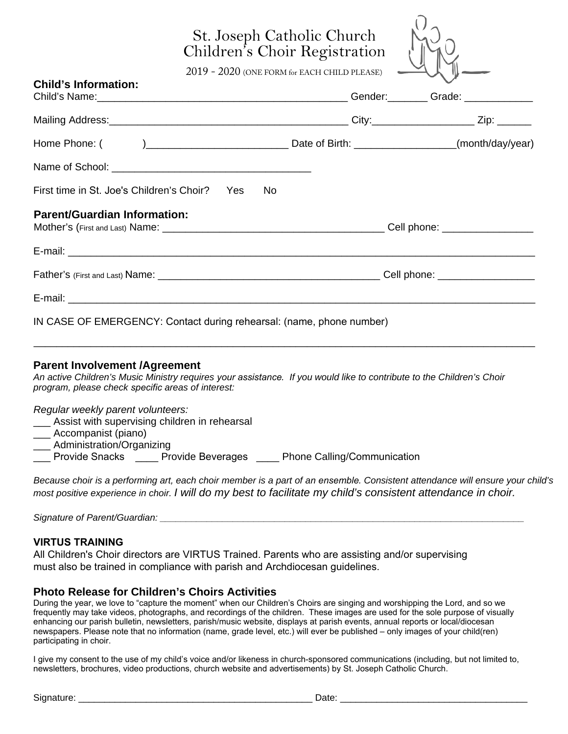# St. Joseph Catholic Church
# Children's Choir Registration

2019 - 2020 (ONE FORM for EACH CHILD PLEASE)

**Child's Information:**

Child's Name:___________________________________________ Gender:_______ Grade: ____________

Mailing Address:_________________________________________ City:__________________ Zip: ______

Home Phone: (          )_________________________ Date of Birth: _________________(month/day/year)

Name of School: __________________________________

First time in St. Joe's Children's Choir?    Yes    No

**Parent/Guardian Information:**

Mother's (First and Last) Name: ______________________________________ Cell phone: _______________

E-mail: ___________________________________________________________________________________

Father's (First and Last) Name: ______________________________________ Cell phone: ________________

E-mail: ___________________________________________________________________________________

IN CASE OF EMERGENCY: Contact during rehearsal: (name, phone number)

___________________________________________________________________________________________

**Parent Involvement /Agreement**

*An active Children's Music Ministry requires your assistance. If you would like to contribute to the Children's Choir program, please check specific areas of interest:*

*Regular weekly parent volunteers:*

___ Assist with supervising children in rehearsal
___ Accompanist (piano)
___ Administration/Organizing
___ Provide Snacks   ____ Provide Beverages   ____ Phone Calling/Communication

*Because choir is a performing art, each choir member is a part of an ensemble. Consistent attendance will ensure your child's most positive experience in choir. I will do my best to facilitate my child's consistent attendance in choir.*

*Signature of Parent/Guardian:* ___________________________________________________________________

**VIRTUS TRAINING**

All Children's Choir directors are VIRTUS Trained. Parents who are assisting and/or supervising must also be trained in compliance with parish and Archdiocesan guidelines.

**Photo Release for Children's Choirs Activities**

During the year, we love to "capture the moment" when our Children's Choirs are singing and worshipping the Lord, and so we frequently may take videos, photographs, and recordings of the children. These images are used for the sole purpose of visually enhancing our parish bulletin, newsletters, parish/music website, displays at parish events, annual reports or local/diocesan newspapers. Please note that no information (name, grade level, etc.) will ever be published – only images of your child(ren) participating in choir.

I give my consent to the use of my child's voice and/or likeness in church-sponsored communications (including, but not limited to, newsletters, brochures, video productions, church website and advertisements) by St. Joseph Catholic Church.

Signature: ______________________________________________ Date: ____________________________________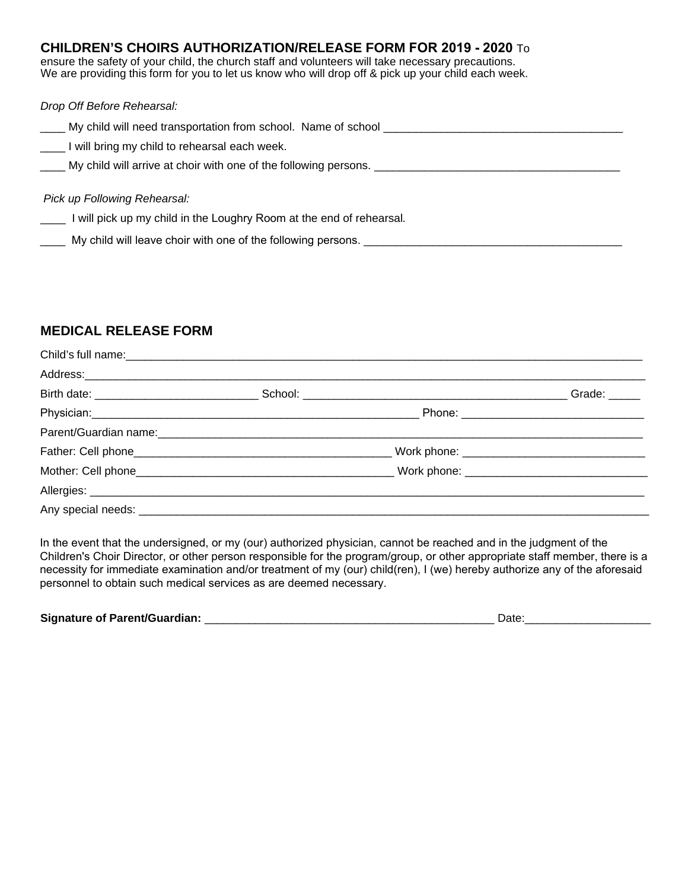## CHILDREN'S CHOIRS AUTHORIZATION/RELEASE FORM FOR 2019 - 2020

To ensure the safety of your child, the church staff and volunteers will take necessary precautions. We are providing this form for you to let us know who will drop off & pick up your child each week.

*Drop Off Before Rehearsal:*

____ My child will need transportation from school. Name of school ______________________________________

____ I will bring my child to rehearsal each week.

____ My child will arrive at choir with one of the following persons. ______________________________________

*Pick up Following Rehearsal:*

____ I will pick up my child in the Loughry Room at the end of rehearsal.

____ My child will leave choir with one of the following persons. ________________________________________

## MEDICAL RELEASE FORM

Child's full name:_____________________________________________________________________________________

Address:_____________________________________________________________________________________________

Birth date: _________________________ School: ________________________________________ Grade: _____

Physician:__________________________________________________ Phone: ____________________________

Parent/Guardian name:_________________________________________________________________________________

Father: Cell phone________________________________________ Work phone: ____________________________

Mother: Cell phone________________________________________ Work phone: ____________________________

Allergies: ____________________________________________________________________________________________

Any special needs: ____________________________________________________________________________________

In the event that the undersigned, or my (our) authorized physician, cannot be reached and in the judgment of the Children's Choir Director, or other person responsible for the program/group, or other appropriate staff member, there is a necessity for immediate examination and/or treatment of my (our) child(ren), I (we) hereby authorize any of the aforesaid personnel to obtain such medical services as are deemed necessary.

**Signature of Parent/Guardian:** ____________________________________________ Date:___________________